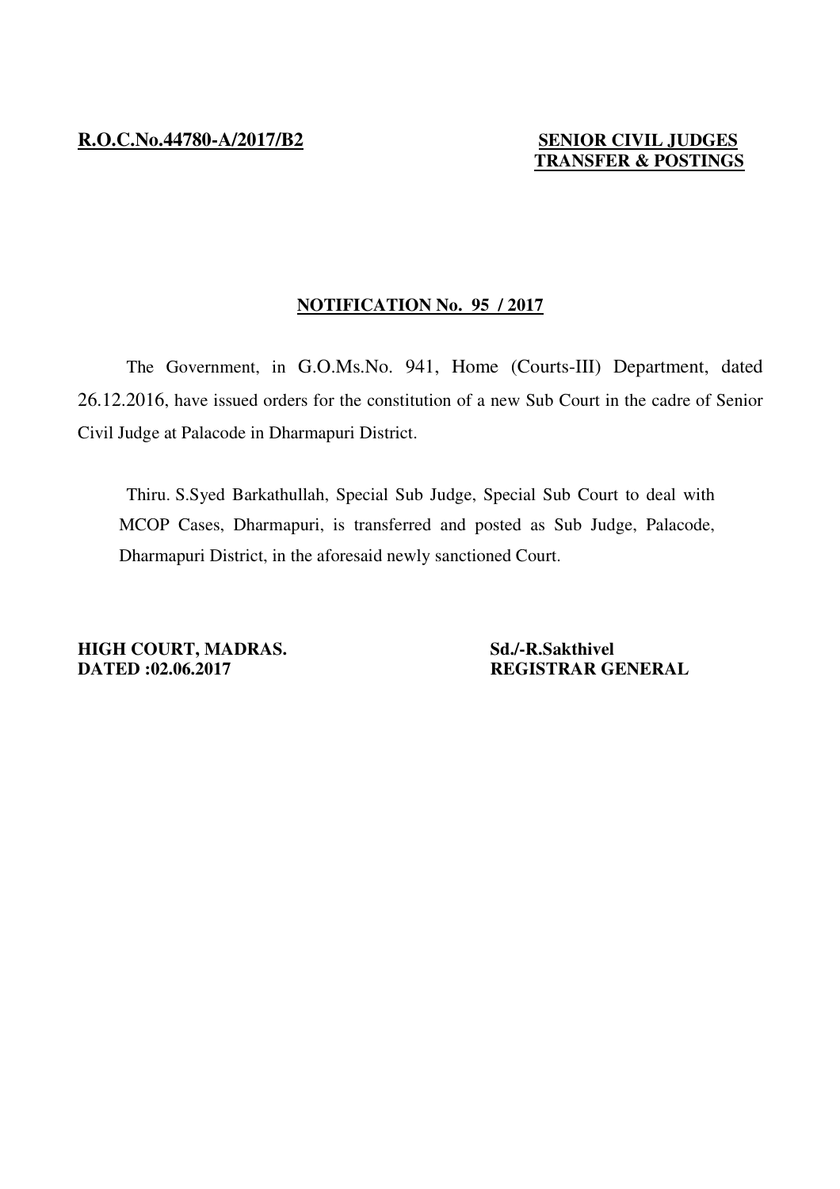**R.O.C.No.44780-A/2017/B2**

**SENIOR CIVIL JUDGES TRANSFER & POSTINGS**

**NOTIFICATION No. 95 / 2017**

The Government, in G.O.Ms.No. 941, Home (Courts-III) Department, dated 26.12.2016, have issued orders for the constitution of a new Sub Court in the cadre of Senior Civil Judge at Palacode in Dharmapuri District.

Thiru. S.Syed Barkathullah, Special Sub Judge, Special Sub Court to deal with MCOP Cases, Dharmapuri, is transferred and posted as Sub Judge, Palacode, Dharmapuri District, in the aforesaid newly sanctioned Court.

**HIGH COURT, MADRAS.**
**DATED :02.06.2017**

**Sd./-R.Sakthivel**
**REGISTRAR GENERAL**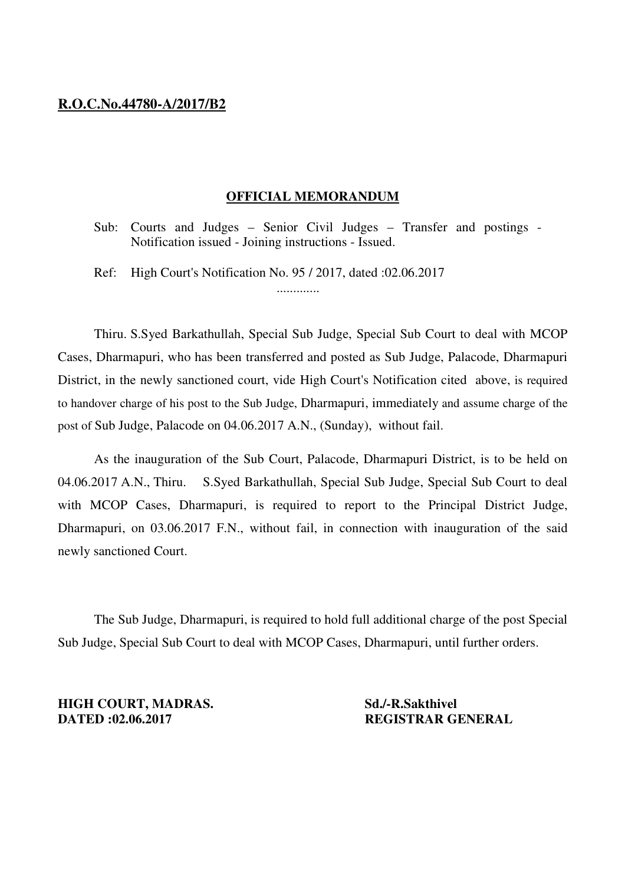**R.O.C.No.44780-A/2017/B2**

**OFFICIAL MEMORANDUM**

Sub: Courts and Judges – Senior Civil Judges – Transfer and postings - Notification issued - Joining instructions - Issued.

Ref: High Court's Notification No. 95 / 2017, dated :02.06.2017

.............

Thiru. S.Syed Barkathullah, Special Sub Judge, Special Sub Court to deal with MCOP Cases, Dharmapuri, who has been transferred and posted as Sub Judge, Palacode, Dharmapuri District, in the newly sanctioned court, vide High Court's Notification cited above, is required to handover charge of his post to the Sub Judge, Dharmapuri, immediately and assume charge of the post of Sub Judge, Palacode on 04.06.2017 A.N., (Sunday), without fail.

As the inauguration of the Sub Court, Palacode, Dharmapuri District, is to be held on 04.06.2017 A.N., Thiru. S.Syed Barkathullah, Special Sub Judge, Special Sub Court to deal with MCOP Cases, Dharmapuri, is required to report to the Principal District Judge, Dharmapuri, on 03.06.2017 F.N., without fail, in connection with inauguration of the said newly sanctioned Court.

The Sub Judge, Dharmapuri, is required to hold full additional charge of the post Special Sub Judge, Special Sub Court to deal with MCOP Cases, Dharmapuri, until further orders.

**HIGH COURT, MADRAS.**
**DATED :02.06.2017**

**Sd./-R.Sakthivel**
**REGISTRAR GENERAL**